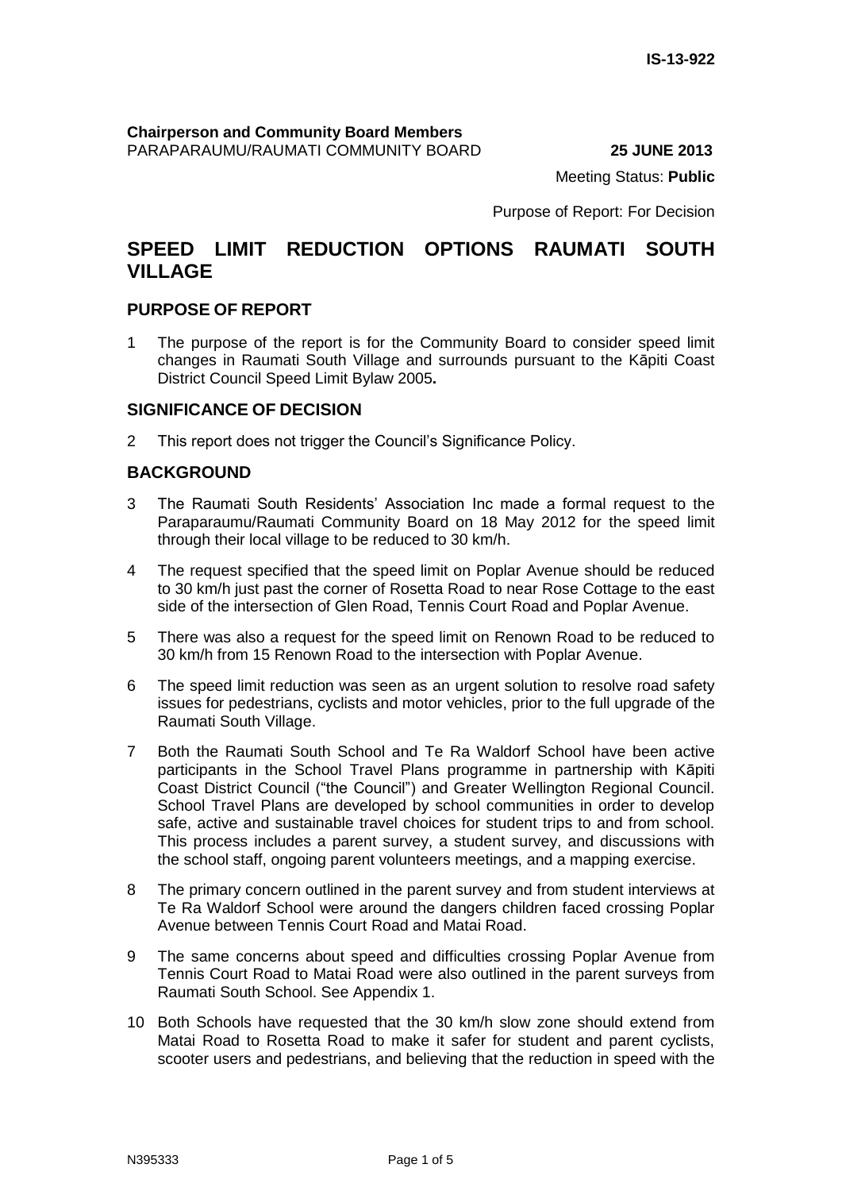IS-13-922

**Chairperson and Community Board Members**
PARAPARAUMU/RAUMATI COMMUNITY BOARD **25 JUNE 2013**

Meeting Status: **Public**

Purpose of Report: For Decision

# SPEED LIMIT REDUCTION OPTIONS RAUMATI SOUTH VILLAGE

## PURPOSE OF REPORT

1 The purpose of the report is for the Community Board to consider speed limit changes in Raumati South Village and surrounds pursuant to the Kāpiti Coast District Council Speed Limit Bylaw 2005**.**

## SIGNIFICANCE OF DECISION

2 This report does not trigger the Council's Significance Policy.

## BACKGROUND

3 The Raumati South Residents' Association Inc made a formal request to the Paraparaumu/Raumati Community Board on 18 May 2012 for the speed limit through their local village to be reduced to 30 km/h.

4 The request specified that the speed limit on Poplar Avenue should be reduced to 30 km/h just past the corner of Rosetta Road to near Rose Cottage to the east side of the intersection of Glen Road, Tennis Court Road and Poplar Avenue.

5 There was also a request for the speed limit on Renown Road to be reduced to 30 km/h from 15 Renown Road to the intersection with Poplar Avenue.

6 The speed limit reduction was seen as an urgent solution to resolve road safety issues for pedestrians, cyclists and motor vehicles, prior to the full upgrade of the Raumati South Village.

7 Both the Raumati South School and Te Ra Waldorf School have been active participants in the School Travel Plans programme in partnership with Kāpiti Coast District Council ("the Council") and Greater Wellington Regional Council. School Travel Plans are developed by school communities in order to develop safe, active and sustainable travel choices for student trips to and from school. This process includes a parent survey, a student survey, and discussions with the school staff, ongoing parent volunteers meetings, and a mapping exercise.

8 The primary concern outlined in the parent survey and from student interviews at Te Ra Waldorf School were around the dangers children faced crossing Poplar Avenue between Tennis Court Road and Matai Road.

9 The same concerns about speed and difficulties crossing Poplar Avenue from Tennis Court Road to Matai Road were also outlined in the parent surveys from Raumati South School. See Appendix 1.

10 Both Schools have requested that the 30 km/h slow zone should extend from Matai Road to Rosetta Road to make it safer for student and parent cyclists, scooter users and pedestrians, and believing that the reduction in speed with the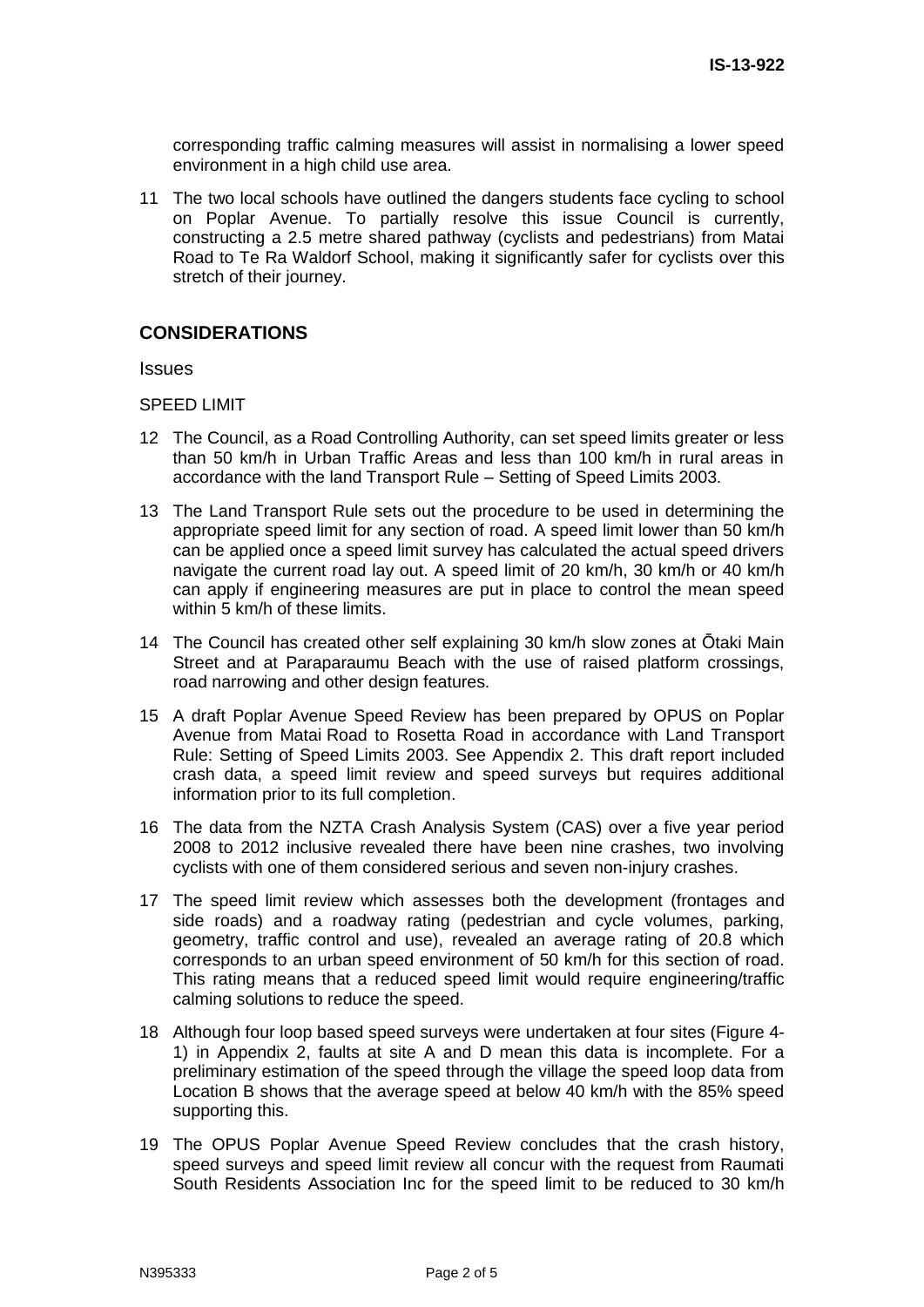corresponding traffic calming measures will assist in normalising a lower speed environment in a high child use area.

11 The two local schools have outlined the dangers students face cycling to school on Poplar Avenue. To partially resolve this issue Council is currently, constructing a 2.5 metre shared pathway (cyclists and pedestrians) from Matai Road to Te Ra Waldorf School, making it significantly safer for cyclists over this stretch of their journey.

## CONSIDERATIONS

Issues

SPEED LIMIT

12 The Council, as a Road Controlling Authority, can set speed limits greater or less than 50 km/h in Urban Traffic Areas and less than 100 km/h in rural areas in accordance with the land Transport Rule – Setting of Speed Limits 2003.

13 The Land Transport Rule sets out the procedure to be used in determining the appropriate speed limit for any section of road. A speed limit lower than 50 km/h can be applied once a speed limit survey has calculated the actual speed drivers navigate the current road lay out. A speed limit of 20 km/h, 30 km/h or 40 km/h can apply if engineering measures are put in place to control the mean speed within 5 km/h of these limits.

14 The Council has created other self explaining 30 km/h slow zones at Ōtaki Main Street and at Paraparaumu Beach with the use of raised platform crossings, road narrowing and other design features.

15 A draft Poplar Avenue Speed Review has been prepared by OPUS on Poplar Avenue from Matai Road to Rosetta Road in accordance with Land Transport Rule: Setting of Speed Limits 2003. See Appendix 2. This draft report included crash data, a speed limit review and speed surveys but requires additional information prior to its full completion.

16 The data from the NZTA Crash Analysis System (CAS) over a five year period 2008 to 2012 inclusive revealed there have been nine crashes, two involving cyclists with one of them considered serious and seven non-injury crashes.

17 The speed limit review which assesses both the development (frontages and side roads) and a roadway rating (pedestrian and cycle volumes, parking, geometry, traffic control and use), revealed an average rating of 20.8 which corresponds to an urban speed environment of 50 km/h for this section of road. This rating means that a reduced speed limit would require engineering/traffic calming solutions to reduce the speed.

18 Although four loop based speed surveys were undertaken at four sites (Figure 4-1) in Appendix 2, faults at site A and D mean this data is incomplete. For a preliminary estimation of the speed through the village the speed loop data from Location B shows that the average speed at below 40 km/h with the 85% speed supporting this.

19 The OPUS Poplar Avenue Speed Review concludes that the crash history, speed surveys and speed limit review all concur with the request from Raumati South Residents Association Inc for the speed limit to be reduced to 30 km/h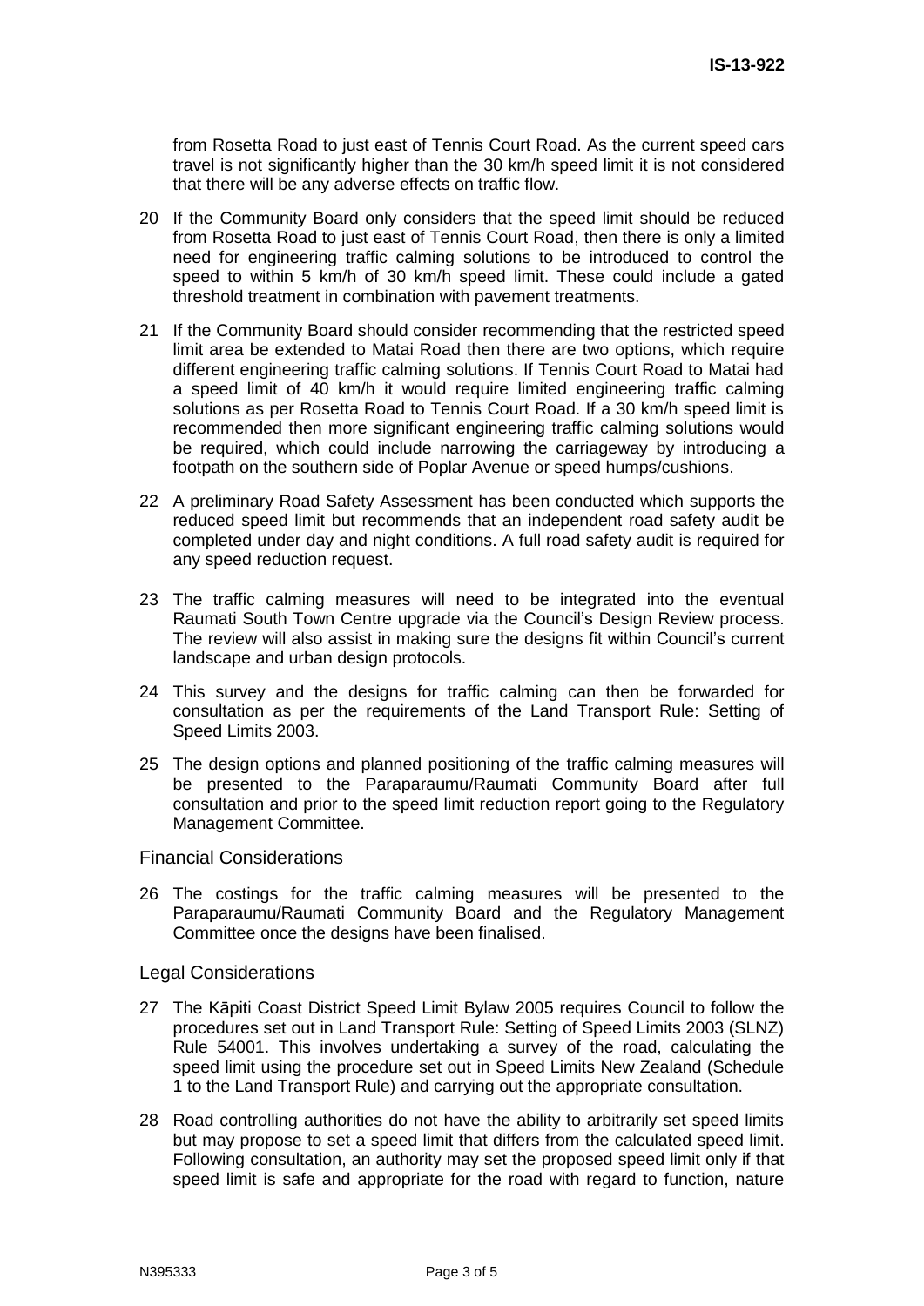from Rosetta Road to just east of Tennis Court Road. As the current speed cars travel is not significantly higher than the 30 km/h speed limit it is not considered that there will be any adverse effects on traffic flow.

20 If the Community Board only considers that the speed limit should be reduced from Rosetta Road to just east of Tennis Court Road, then there is only a limited need for engineering traffic calming solutions to be introduced to control the speed to within 5 km/h of 30 km/h speed limit. These could include a gated threshold treatment in combination with pavement treatments.

21 If the Community Board should consider recommending that the restricted speed limit area be extended to Matai Road then there are two options, which require different engineering traffic calming solutions. If Tennis Court Road to Matai had a speed limit of 40 km/h it would require limited engineering traffic calming solutions as per Rosetta Road to Tennis Court Road. If a 30 km/h speed limit is recommended then more significant engineering traffic calming solutions would be required, which could include narrowing the carriageway by introducing a footpath on the southern side of Poplar Avenue or speed humps/cushions.

22 A preliminary Road Safety Assessment has been conducted which supports the reduced speed limit but recommends that an independent road safety audit be completed under day and night conditions. A full road safety audit is required for any speed reduction request.

23 The traffic calming measures will need to be integrated into the eventual Raumati South Town Centre upgrade via the Council's Design Review process. The review will also assist in making sure the designs fit within Council's current landscape and urban design protocols.

24 This survey and the designs for traffic calming can then be forwarded for consultation as per the requirements of the Land Transport Rule: Setting of Speed Limits 2003.

25 The design options and planned positioning of the traffic calming measures will be presented to the Paraparaumu/Raumati Community Board after full consultation and prior to the speed limit reduction report going to the Regulatory Management Committee.

## Financial Considerations

26 The costings for the traffic calming measures will be presented to the Paraparaumu/Raumati Community Board and the Regulatory Management Committee once the designs have been finalised.

## Legal Considerations

27 The Kāpiti Coast District Speed Limit Bylaw 2005 requires Council to follow the procedures set out in Land Transport Rule: Setting of Speed Limits 2003 (SLNZ) Rule 54001. This involves undertaking a survey of the road, calculating the speed limit using the procedure set out in Speed Limits New Zealand (Schedule 1 to the Land Transport Rule) and carrying out the appropriate consultation.

28 Road controlling authorities do not have the ability to arbitrarily set speed limits but may propose to set a speed limit that differs from the calculated speed limit. Following consultation, an authority may set the proposed speed limit only if that speed limit is safe and appropriate for the road with regard to function, nature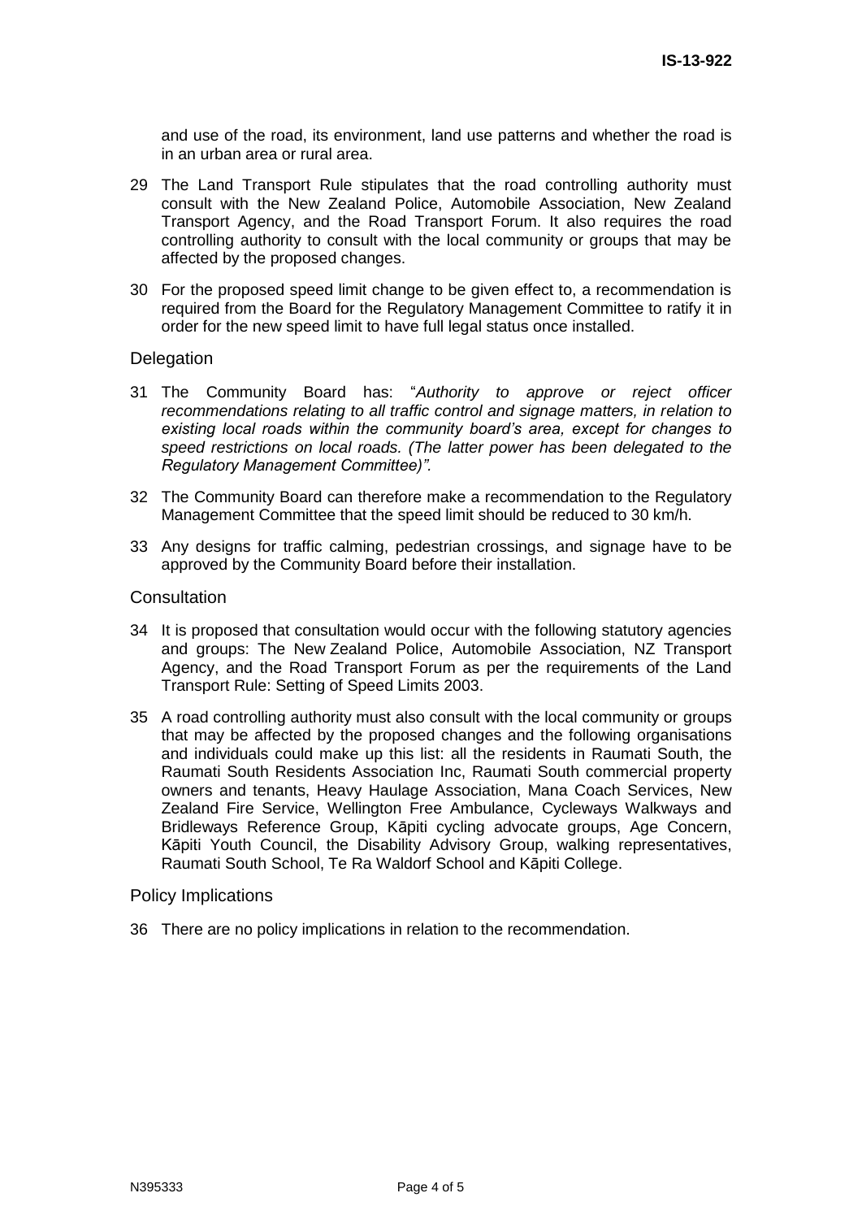and use of the road, its environment, land use patterns and whether the road is in an urban area or rural area.

29 The Land Transport Rule stipulates that the road controlling authority must consult with the New Zealand Police, Automobile Association, New Zealand Transport Agency, and the Road Transport Forum. It also requires the road controlling authority to consult with the local community or groups that may be affected by the proposed changes.

30 For the proposed speed limit change to be given effect to, a recommendation is required from the Board for the Regulatory Management Committee to ratify it in order for the new speed limit to have full legal status once installed.

## Delegation

31 The Community Board has: "*Authority to approve or reject officer recommendations relating to all traffic control and signage matters, in relation to existing local roads within the community board's area, except for changes to speed restrictions on local roads. (The latter power has been delegated to the Regulatory Management Committee)".*

32 The Community Board can therefore make a recommendation to the Regulatory Management Committee that the speed limit should be reduced to 30 km/h.

33 Any designs for traffic calming, pedestrian crossings, and signage have to be approved by the Community Board before their installation.

## Consultation

34 It is proposed that consultation would occur with the following statutory agencies and groups: The New Zealand Police, Automobile Association, NZ Transport Agency, and the Road Transport Forum as per the requirements of the Land Transport Rule: Setting of Speed Limits 2003.

35 A road controlling authority must also consult with the local community or groups that may be affected by the proposed changes and the following organisations and individuals could make up this list: all the residents in Raumati South, the Raumati South Residents Association Inc, Raumati South commercial property owners and tenants, Heavy Haulage Association, Mana Coach Services, New Zealand Fire Service, Wellington Free Ambulance, Cycleways Walkways and Bridleways Reference Group, Kāpiti cycling advocate groups, Age Concern, Kāpiti Youth Council, the Disability Advisory Group, walking representatives, Raumati South School, Te Ra Waldorf School and Kāpiti College.

## Policy Implications

36 There are no policy implications in relation to the recommendation.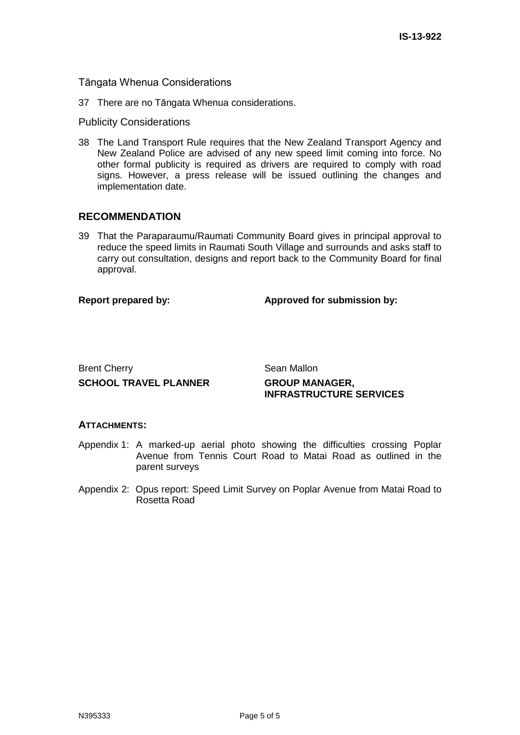### Tāngata Whenua Considerations

37 There are no Tāngata Whenua considerations.

### Publicity Considerations

38 The Land Transport Rule requires that the New Zealand Transport Agency and New Zealand Police are advised of any new speed limit coming into force. No other formal publicity is required as drivers are required to comply with road signs. However, a press release will be issued outlining the changes and implementation date.

## RECOMMENDATION

39 That the Paraparaumu/Raumati Community Board gives in principal approval to reduce the speed limits in Raumati South Village and surrounds and asks staff to carry out consultation, designs and report back to the Community Board for final approval.

| | |
|---|---|
| **Report prepared by:** | **Approved for submission by:** |
| Brent Cherry | Sean Mallon |
| **SCHOOL TRAVEL PLANNER** | **GROUP MANAGER, INFRASTRUCTURE SERVICES** |

**ATTACHMENTS:**

Appendix 1: A marked-up aerial photo showing the difficulties crossing Poplar Avenue from Tennis Court Road to Matai Road as outlined in the parent surveys

Appendix 2: Opus report: Speed Limit Survey on Poplar Avenue from Matai Road to Rosetta Road